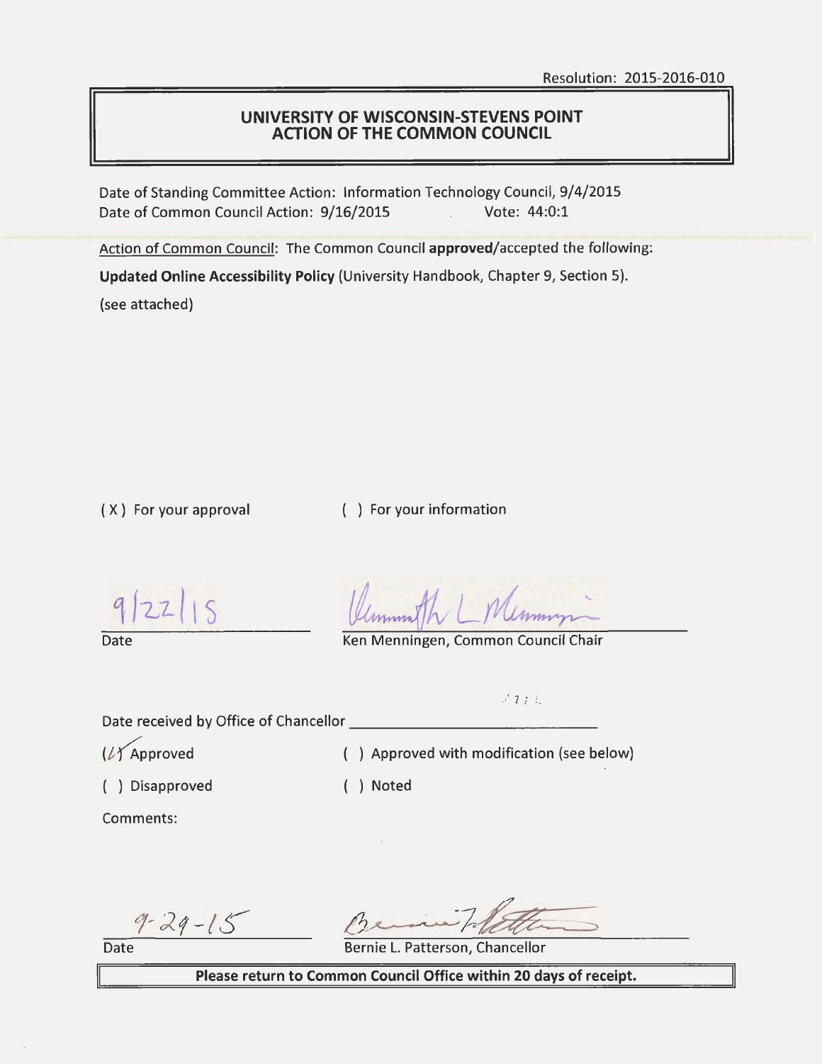Resolution: 2015-2016-010

# UNIVERSITY OF WISCONSIN-STEVENS POINT
# ACTION OF THE COMMON COUNCIL

Date of Standing Committee Action: Information Technology Council, 9/4/2015
Date of Common Council Action: 9/16/2015 Vote: 44:0:1

Action of Common Council: The Common Council **approved**/accepted the following:

**Updated Online Accessibility Policy** (University Handbook, Chapter 9, Section 5).

(see attached)

( X ) For your approval ( ) For your information

9/22/15
Date

Ken Menningen, Common Council Chair

Date received by Office of Chancellor ______________________

(✓) Approved ( ) Approved with modification (see below)

( ) Disapproved ( ) Noted

Comments:

9-29-15
Date

Bernie L. Patterson, Chancellor

**Please return to Common Council Office within 20 days of receipt.**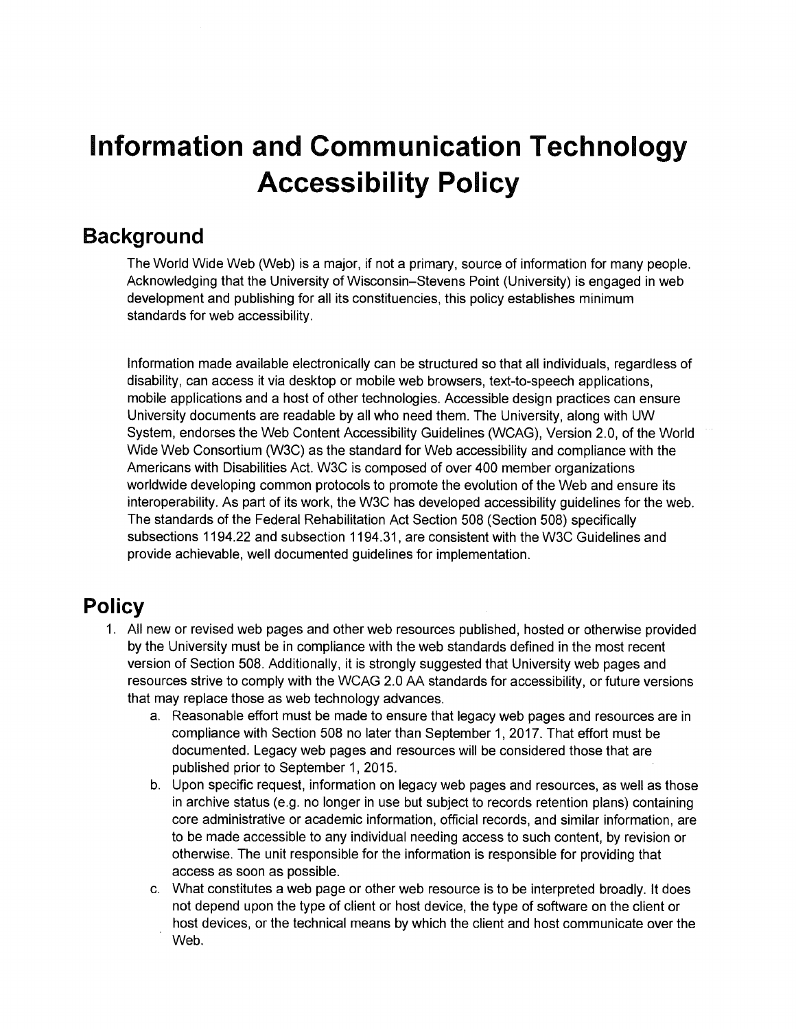# Information and Communication Technology Accessibility Policy

## Background

The World Wide Web (Web) is a major, if not a primary, source of information for many people. Acknowledging that the University of Wisconsin–Stevens Point (University) is engaged in web development and publishing for all its constituencies, this policy establishes minimum standards for web accessibility.

Information made available electronically can be structured so that all individuals, regardless of disability, can access it via desktop or mobile web browsers, text-to-speech applications, mobile applications and a host of other technologies. Accessible design practices can ensure University documents are readable by all who need them. The University, along with UW System, endorses the Web Content Accessibility Guidelines (WCAG), Version 2.0, of the World Wide Web Consortium (W3C) as the standard for Web accessibility and compliance with the Americans with Disabilities Act. W3C is composed of over 400 member organizations worldwide developing common protocols to promote the evolution of the Web and ensure its interoperability. As part of its work, the W3C has developed accessibility guidelines for the web. The standards of the Federal Rehabilitation Act Section 508 (Section 508) specifically subsections 1194.22 and subsection 1194.31, are consistent with the W3C Guidelines and provide achievable, well documented guidelines for implementation.

## Policy

1. All new or revised web pages and other web resources published, hosted or otherwise provided by the University must be in compliance with the web standards defined in the most recent version of Section 508. Additionally, it is strongly suggested that University web pages and resources strive to comply with the WCAG 2.0 AA standards for accessibility, or future versions that may replace those as web technology advances.
    a. Reasonable effort must be made to ensure that legacy web pages and resources are in compliance with Section 508 no later than September 1, 2017. That effort must be documented. Legacy web pages and resources will be considered those that are published prior to September 1, 2015.
    b. Upon specific request, information on legacy web pages and resources, as well as those in archive status (e.g. no longer in use but subject to records retention plans) containing core administrative or academic information, official records, and similar information, are to be made accessible to any individual needing access to such content, by revision or otherwise. The unit responsible for the information is responsible for providing that access as soon as possible.
    c. What constitutes a web page or other web resource is to be interpreted broadly. It does not depend upon the type of client or host device, the type of software on the client or host devices, or the technical means by which the client and host communicate over the Web.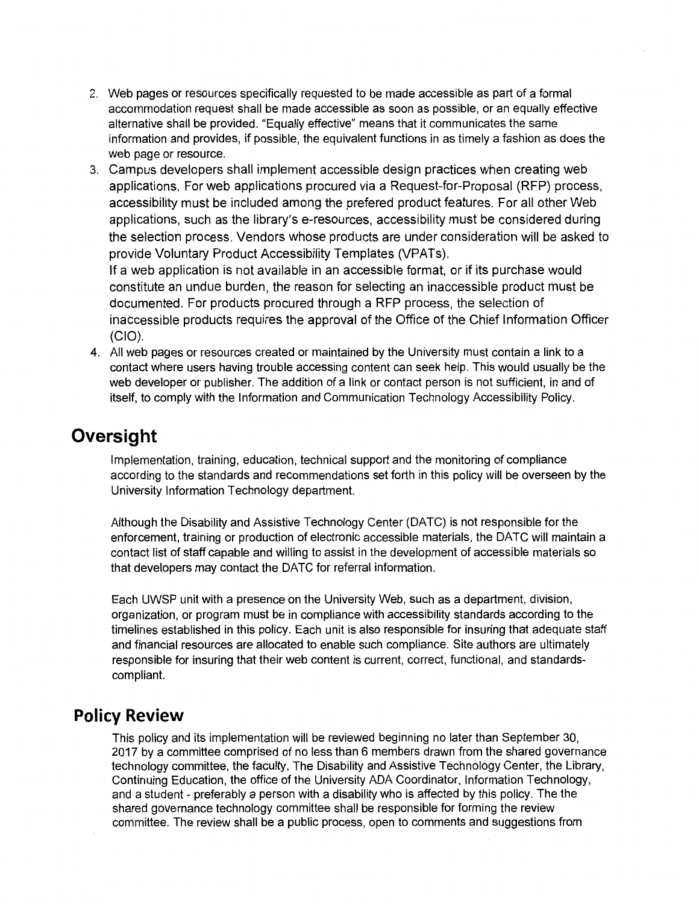2. Web pages or resources specifically requested to be made accessible as part of a formal accommodation request shall be made accessible as soon as possible, or an equally effective alternative shall be provided. "Equally effective" means that it communicates the same information and provides, if possible, the equivalent functions in as timely a fashion as does the web page or resource.
3. Campus developers shall implement accessible design practices when creating web applications. For web applications procured via a Request-for-Proposal (RFP) process, accessibility must be included among the prefered product features. For all other Web applications, such as the library's e-resources, accessibility must be considered during the selection process. Vendors whose products are under consideration will be asked to provide Voluntary Product Accessibility Templates (VPATs).
   If a web application is not available in an accessible format, or if its purchase would constitute an undue burden, the reason for selecting an inaccessible product must be documented. For products procured through a RFP process, the selection of inaccessible products requires the approval of the Office of the Chief Information Officer (CIO).
4. All web pages or resources created or maintained by the University must contain a link to a contact where users having trouble accessing content can seek help. This would usually be the web developer or publisher. The addition of a link or contact person is not sufficient, in and of itself, to comply with the Information and Communication Technology Accessibility Policy.

## Oversight

Implementation, training, education, technical support and the monitoring of compliance according to the standards and recommendations set forth in this policy will be overseen by the University Information Technology department.

Although the Disability and Assistive Technology Center (DATC) is not responsible for the enforcement, training or production of electronic accessible materials, the DATC will maintain a contact list of staff capable and willing to assist in the development of accessible materials so that developers may contact the DATC for referral information.

Each UWSP unit with a presence on the University Web, such as a department, division, organization, or program must be in compliance with accessibility standards according to the timelines established in this policy. Each unit is also responsible for insuring that adequate staff and financial resources are allocated to enable such compliance. Site authors are ultimately responsible for insuring that their web content is current, correct, functional, and standards-compliant.

## Policy Review

This policy and its implementation will be reviewed beginning no later than September 30, 2017 by a committee comprised of no less than 6 members drawn from the shared governance technology committee, the faculty, The Disability and Assistive Technology Center, the Library, Continuing Education, the office of the University ADA Coordinator, Information Technology, and a student - preferably a person with a disability who is affected by this policy. The the shared governance technology committee shall be responsible for forming the review committee. The review shall be a public process, open to comments and suggestions from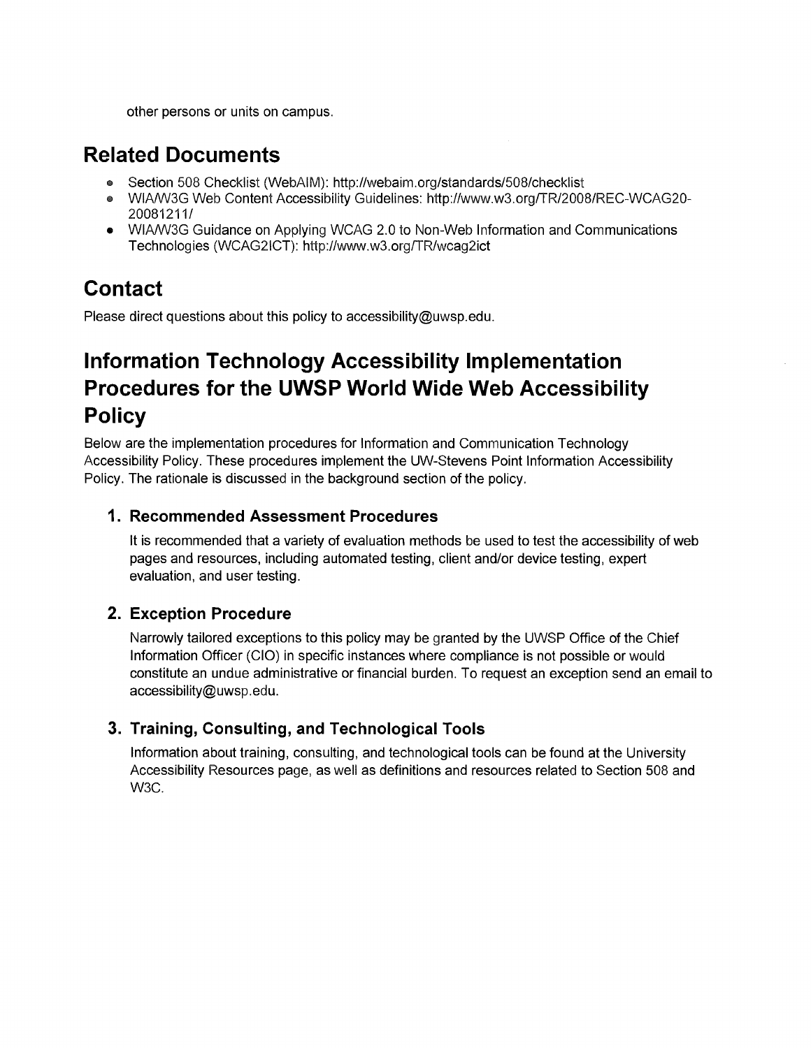other persons or units on campus.

## Related Documents

- Section 508 Checklist (WebAIM): http://webaim.org/standards/508/checklist
- WIA/W3G Web Content Accessibility Guidelines: http://www.w3.org/TR/2008/REC-WCAG20-20081211/
- WIA/W3G Guidance on Applying WCAG 2.0 to Non-Web Information and Communications Technologies (WCAG2ICT): http://www.w3.org/TR/wcag2ict

## Contact

Please direct questions about this policy to accessibility@uwsp.edu.

## Information Technology Accessibility Implementation Procedures for the UWSP World Wide Web Accessibility Policy

Below are the implementation procedures for Information and Communication Technology Accessibility Policy. These procedures implement the UW-Stevens Point Information Accessibility Policy. The rationale is discussed in the background section of the policy.

### 1. Recommended Assessment Procedures

It is recommended that a variety of evaluation methods be used to test the accessibility of web pages and resources, including automated testing, client and/or device testing, expert evaluation, and user testing.

### 2. Exception Procedure

Narrowly tailored exceptions to this policy may be granted by the UWSP Office of the Chief Information Officer (CIO) in specific instances where compliance is not possible or would constitute an undue administrative or financial burden. To request an exception send an email to accessibility@uwsp.edu.

### 3. Training, Consulting, and Technological Tools

Information about training, consulting, and technological tools can be found at the University Accessibility Resources page, as well as definitions and resources related to Section 508 and W3C.